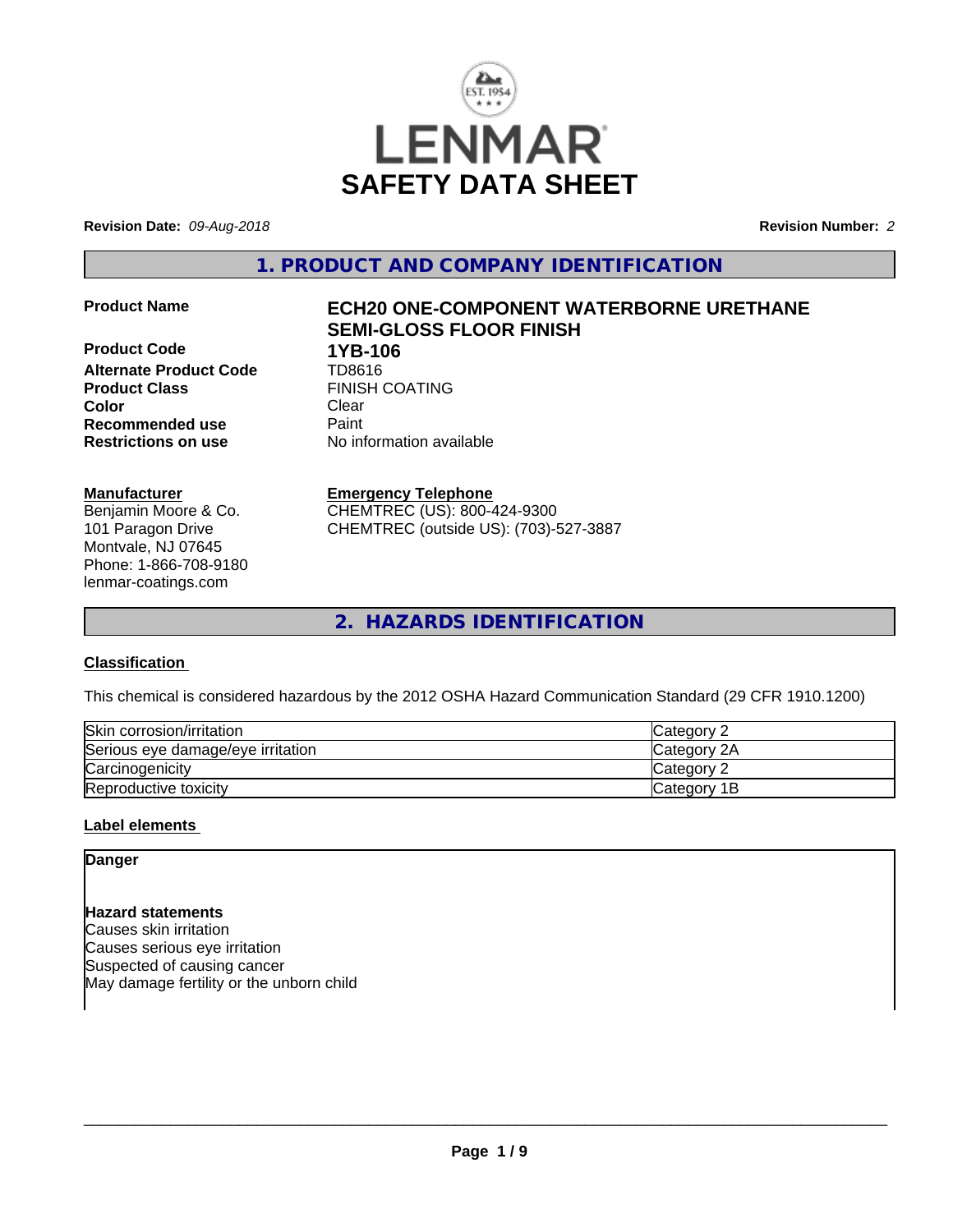# LENMAR

# SAFETY DATA SHEET

**Revision Date:** *09-Aug-2018* **Revision Number:** *2*

## 1. PRODUCT AND COMPANY IDENTIFICATION

| | |
|---|---|
| **Product Name** | **ECH20 ONE-COMPONENT WATERBORNE URETHANE SEMI-GLOSS FLOOR FINISH** |
| **Product Code** | **1YB-106** |
| **Alternate Product Code** | TD8616 |
| **Product Class** | FINISH COATING |
| **Color** | Clear |
| **Recommended use** | Paint |
| **Restrictions on use** | No information available |

**Manufacturer**
Benjamin Moore & Co.
101 Paragon Drive
Montvale, NJ 07645
Phone: 1-866-708-9180
lenmar-coatings.com

**Emergency Telephone**
CHEMTREC (US): 800-424-9300
CHEMTREC (outside US): (703)-527-3887

## 2. HAZARDS IDENTIFICATION

### Classification

This chemical is considered hazardous by the 2012 OSHA Hazard Communication Standard (29 CFR 1910.1200)

| | |
|---|---|
| Skin corrosion/irritation | Category 2 |
| Serious eye damage/eye irritation | Category 2A |
| Carcinogenicity | Category 2 |
| Reproductive toxicity | Category 1B |

### Label elements

**Danger**

**Hazard statements**
Causes skin irritation
Causes serious eye irritation
Suspected of causing cancer
May damage fertility or the unborn child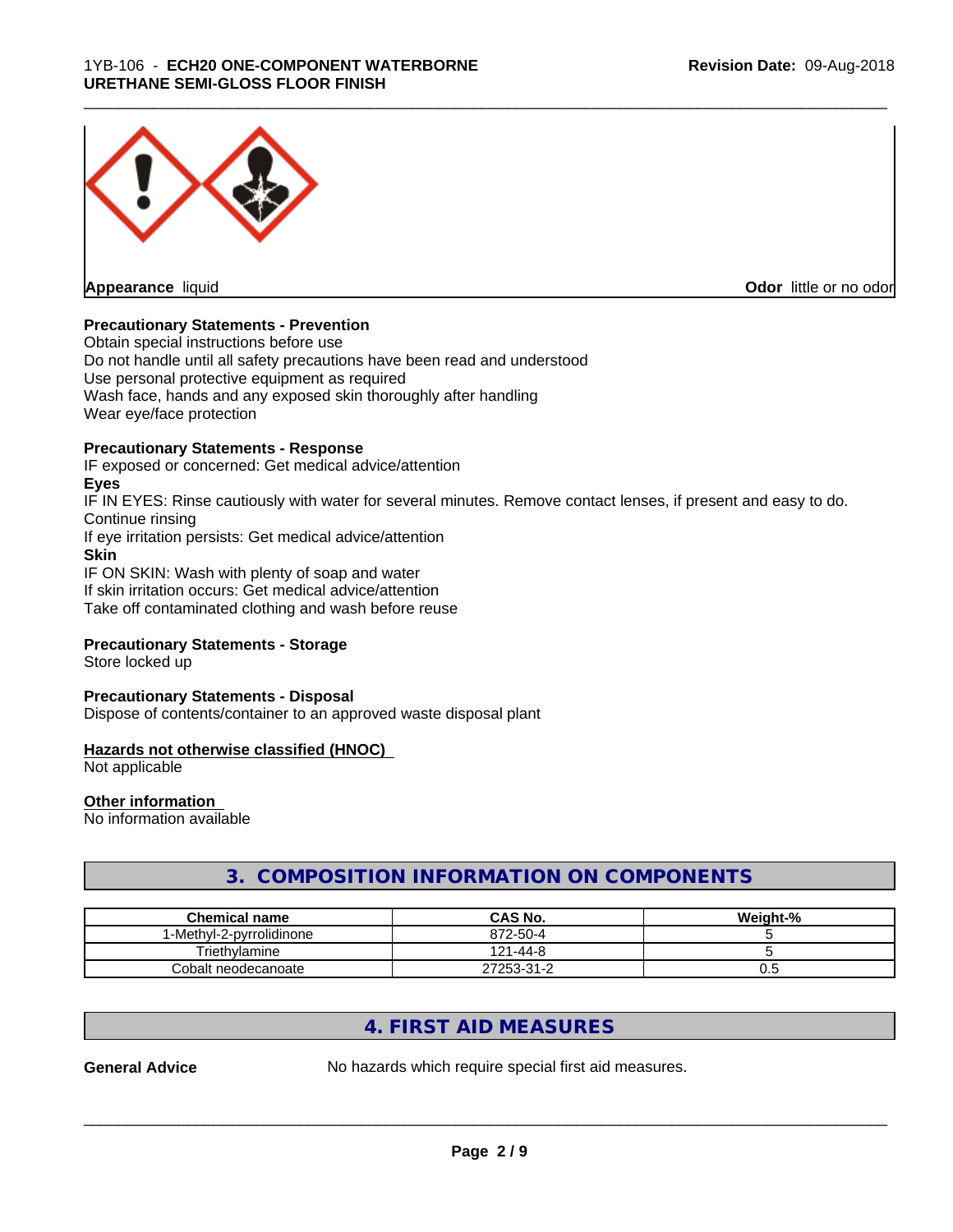**Appearance** liquid

**Odor** little or no odor

**Precautionary Statements - Prevention**

Obtain special instructions before use
Do not handle until all safety precautions have been read and understood
Use personal protective equipment as required
Wash face, hands and any exposed skin thoroughly after handling
Wear eye/face protection

**Precautionary Statements - Response**

IF exposed or concerned: Get medical advice/attention

**Eyes**

IF IN EYES: Rinse cautiously with water for several minutes. Remove contact lenses, if present and easy to do. Continue rinsing
If eye irritation persists: Get medical advice/attention

**Skin**

IF ON SKIN: Wash with plenty of soap and water
If skin irritation occurs: Get medical advice/attention
Take off contaminated clothing and wash before reuse

**Precautionary Statements - Storage**

Store locked up

**Precautionary Statements - Disposal**

Dispose of contents/container to an approved waste disposal plant

**Hazards not otherwise classified (HNOC)**

Not applicable

**Other information**

No information available

## 3. COMPOSITION INFORMATION ON COMPONENTS

| Chemical name | CAS No. | Weight-% |
|---|---|---|
| 1-Methyl-2-pyrrolidinone | 872-50-4 | 5 |
| Triethylamine | 121-44-8 | 5 |
| Cobalt neodecanoate | 27253-31-2 | 0.5 |

## 4. FIRST AID MEASURES

**General Advice** No hazards which require special first aid measures.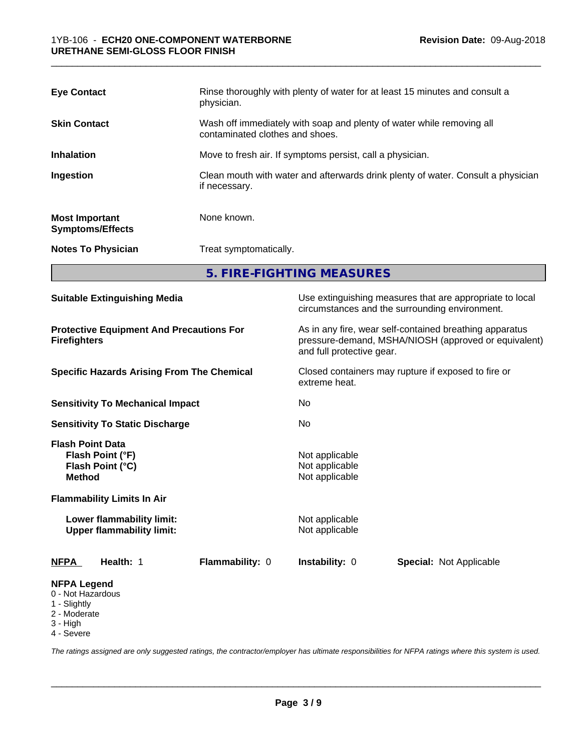| | |
|---|---|
| **Eye Contact** | Rinse thoroughly with plenty of water for at least 15 minutes and consult a physician. |
| **Skin Contact** | Wash off immediately with soap and plenty of water while removing all contaminated clothes and shoes. |
| **Inhalation** | Move to fresh air. If symptoms persist, call a physician. |
| **Ingestion** | Clean mouth with water and afterwards drink plenty of water. Consult a physician if necessary. |
| **Most Important Symptoms/Effects** | None known. |
| **Notes To Physician** | Treat symptomatically. |

## 5. FIRE-FIGHTING MEASURES

| | |
|---|---|
| **Suitable Extinguishing Media** | Use extinguishing measures that are appropriate to local circumstances and the surrounding environment. |
| **Protective Equipment And Precautions For Firefighters** | As in any fire, wear self-contained breathing apparatus pressure-demand, MSHA/NIOSH (approved or equivalent) and full protective gear. |
| **Specific Hazards Arising From The Chemical** | Closed containers may rupture if exposed to fire or extreme heat. |
| **Sensitivity To Mechanical Impact** | No |
| **Sensitivity To Static Discharge** | No |

**Flash Point Data**

| | |
|---|---|
| **Flash Point (°F)** | Not applicable |
| **Flash Point (°C)** | Not applicable |
| **Method** | Not applicable |

**Flammability Limits In Air**

| | |
|---|---|
| **Lower flammability limit:** | Not applicable |
| **Upper flammability limit:** | Not applicable |

| **NFPA** | **Health:** 1 | **Flammability:** 0 | **Instability:** 0 | **Special:** Not Applicable |
|---|---|---|---|---|

**NFPA Legend**
- 0 - Not Hazardous
- 1 - Slightly
- 2 - Moderate
- 3 - High
- 4 - Severe

*The ratings assigned are only suggested ratings, the contractor/employer has ultimate responsibilities for NFPA ratings where this system is used.*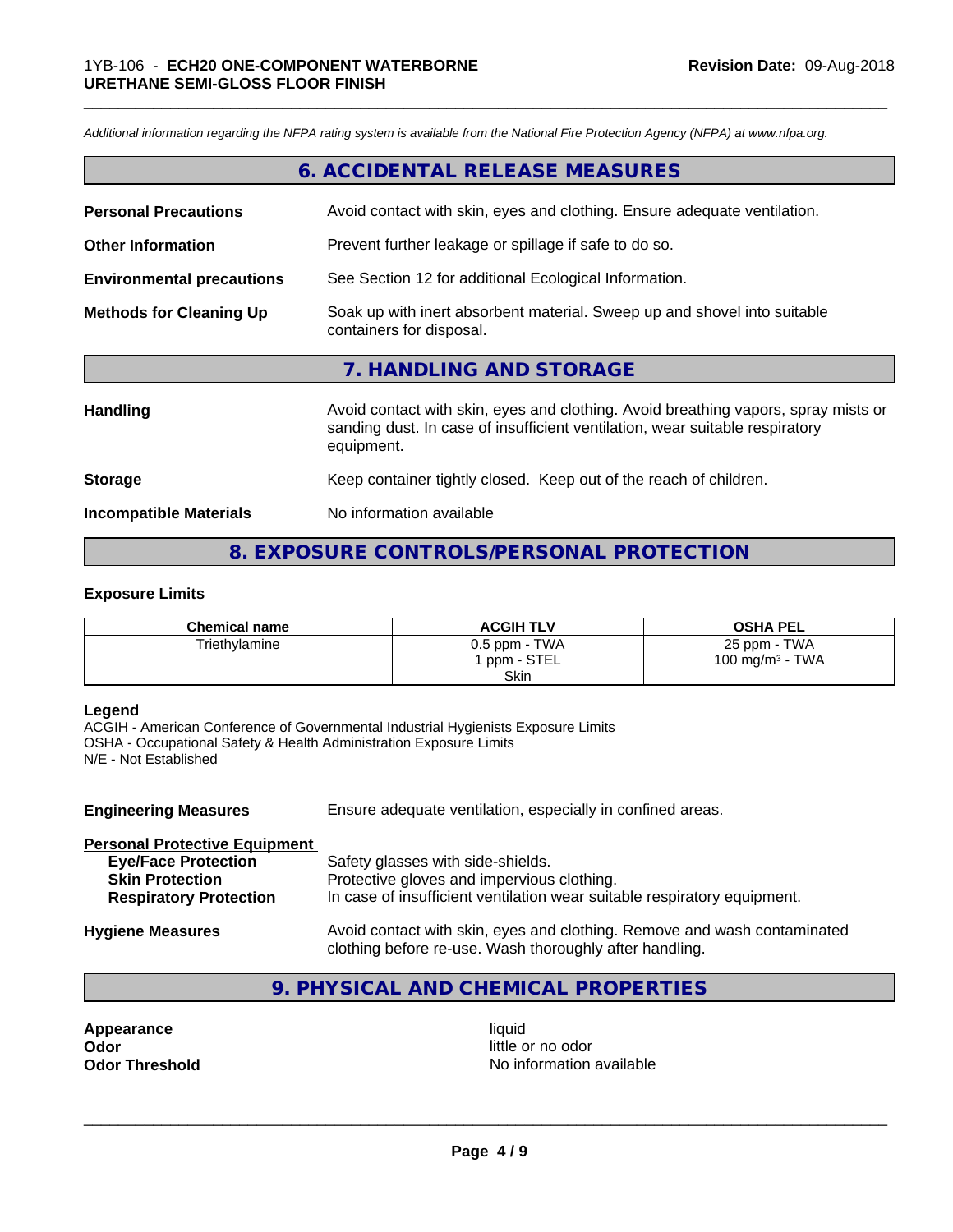*Additional information regarding the NFPA rating system is available from the National Fire Protection Agency (NFPA) at www.nfpa.org.*

## 6. ACCIDENTAL RELEASE MEASURES

**Personal Precautions** — Avoid contact with skin, eyes and clothing. Ensure adequate ventilation.

**Other Information** — Prevent further leakage or spillage if safe to do so.

**Environmental precautions** — See Section 12 for additional Ecological Information.

**Methods for Cleaning Up** — Soak up with inert absorbent material. Sweep up and shovel into suitable containers for disposal.

## 7. HANDLING AND STORAGE

**Handling** — Avoid contact with skin, eyes and clothing. Avoid breathing vapors, spray mists or sanding dust. In case of insufficient ventilation, wear suitable respiratory equipment.

**Storage** — Keep container tightly closed. Keep out of the reach of children.

**Incompatible Materials** — No information available

## 8. EXPOSURE CONTROLS/PERSONAL PROTECTION

### Exposure Limits

| Chemical name | ACGIH TLV | OSHA PEL |
|---|---|---|
| Triethylamine | 0.5 ppm - TWA<br>1 ppm - STEL<br>Skin | 25 ppm - TWA<br>100 mg/m³ - TWA |

**Legend**
ACGIH - American Conference of Governmental Industrial Hygienists Exposure Limits
OSHA - Occupational Safety & Health Administration Exposure Limits
N/E - Not Established

**Engineering Measures** — Ensure adequate ventilation, especially in confined areas.

**Personal Protective Equipment**
- **Eye/Face Protection** — Safety glasses with side-shields.
- **Skin Protection** — Protective gloves and impervious clothing.
- **Respiratory Protection** — In case of insufficient ventilation wear suitable respiratory equipment.

**Hygiene Measures** — Avoid contact with skin, eyes and clothing. Remove and wash contaminated clothing before re-use. Wash thoroughly after handling.

## 9. PHYSICAL AND CHEMICAL PROPERTIES

**Appearance** — liquid
**Odor** — little or no odor
**Odor Threshold** — No information available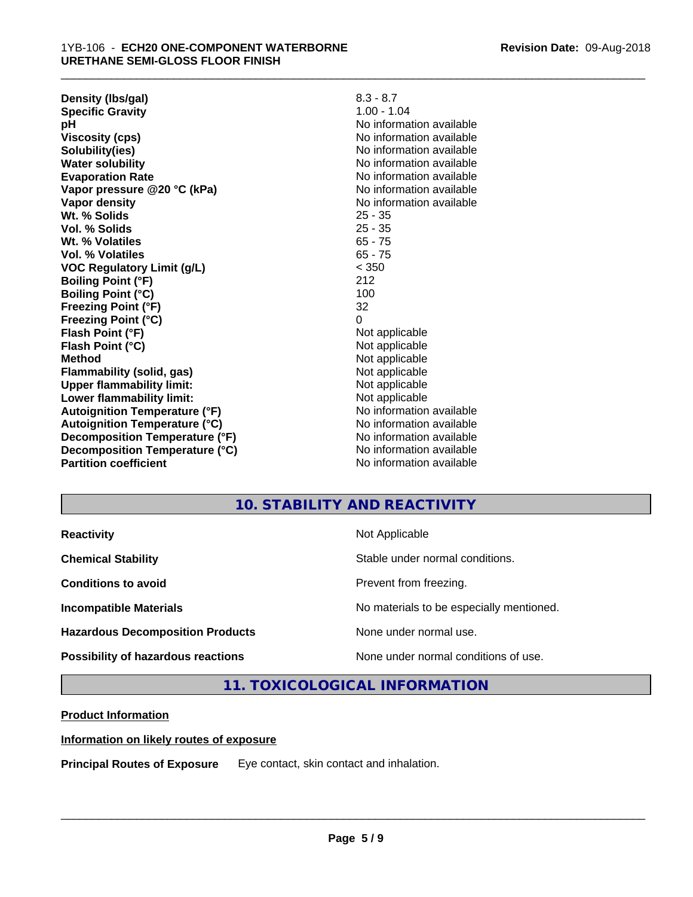| | |
|---|---|
| **Density (lbs/gal)** | 8.3 - 8.7 |
| **Specific Gravity** | 1.00 - 1.04 |
| **pH** | No information available |
| **Viscosity (cps)** | No information available |
| **Solubility(ies)** | No information available |
| **Water solubility** | No information available |
| **Evaporation Rate** | No information available |
| **Vapor pressure @20 °C (kPa)** | No information available |
| **Vapor density** | No information available |
| **Wt. % Solids** | 25 - 35 |
| **Vol. % Solids** | 25 - 35 |
| **Wt. % Volatiles** | 65 - 75 |
| **Vol. % Volatiles** | 65 - 75 |
| **VOC Regulatory Limit (g/L)** | < 350 |
| **Boiling Point (°F)** | 212 |
| **Boiling Point (°C)** | 100 |
| **Freezing Point (°F)** | 32 |
| **Freezing Point (°C)** | 0 |
| **Flash Point (°F)** | Not applicable |
| **Flash Point (°C)** | Not applicable |
| **Method** | Not applicable |
| **Flammability (solid, gas)** | Not applicable |
| **Upper flammability limit:** | Not applicable |
| **Lower flammability limit:** | Not applicable |
| **Autoignition Temperature (°F)** | No information available |
| **Autoignition Temperature (°C)** | No information available |
| **Decomposition Temperature (°F)** | No information available |
| **Decomposition Temperature (°C)** | No information available |
| **Partition coefficient** | No information available |

## 10. STABILITY AND REACTIVITY

| | |
|---|---|
| **Reactivity** | Not Applicable |
| **Chemical Stability** | Stable under normal conditions. |
| **Conditions to avoid** | Prevent from freezing. |
| **Incompatible Materials** | No materials to be especially mentioned. |
| **Hazardous Decomposition Products** | None under normal use. |
| **Possibility of hazardous reactions** | None under normal conditions of use. |

## 11. TOXICOLOGICAL INFORMATION

**Product Information**

**Information on likely routes of exposure**

**Principal Routes of Exposure** Eye contact, skin contact and inhalation.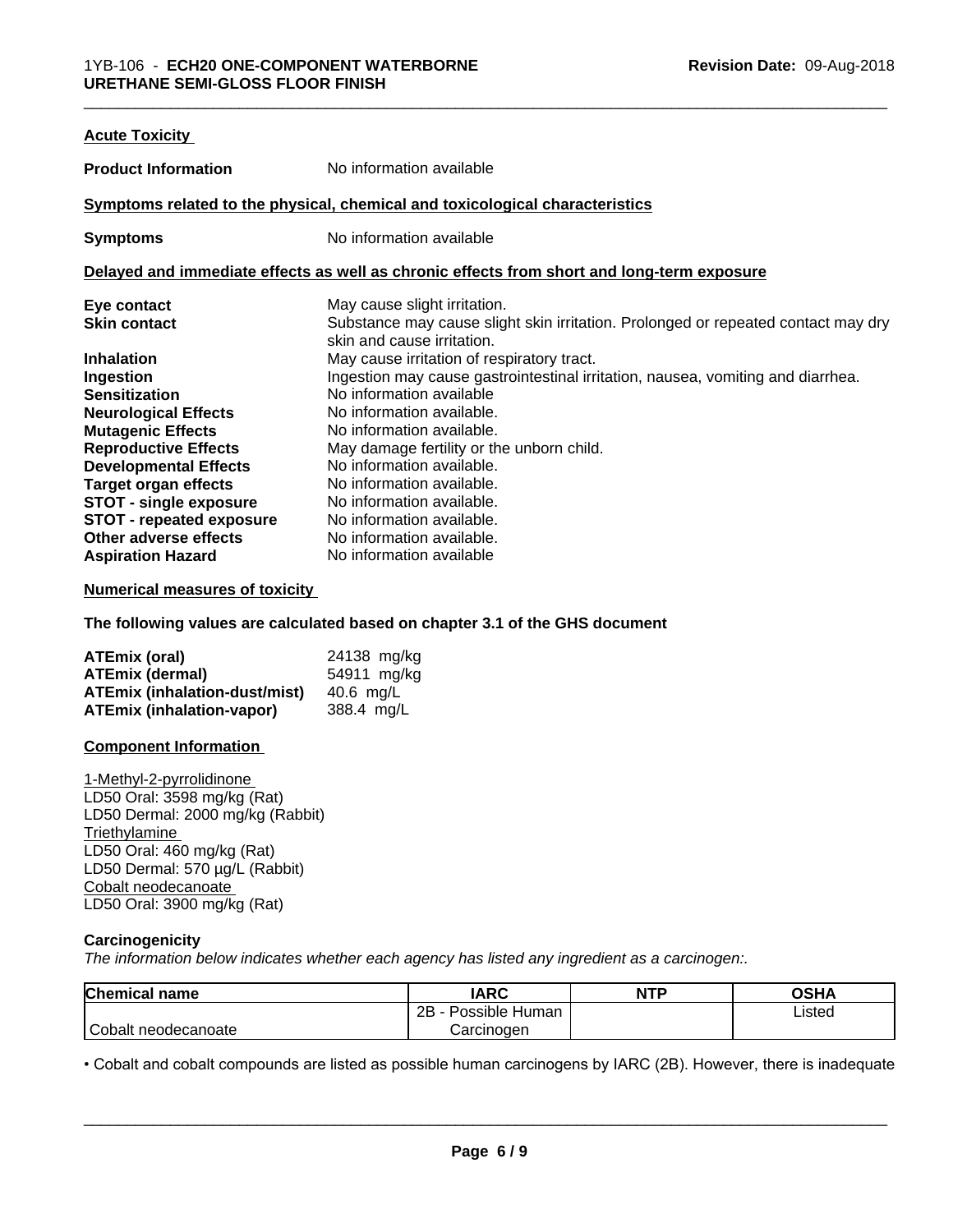**Acute Toxicity**

| | |
|---|---|
| **Product Information** | No information available |

**Symptoms related to the physical, chemical and toxicological characteristics**

| | |
|---|---|
| **Symptoms** | No information available |

**Delayed and immediate effects as well as chronic effects from short and long-term exposure**

| | |
|---|---|
| **Eye contact** | May cause slight irritation. |
| **Skin contact** | Substance may cause slight skin irritation. Prolonged or repeated contact may dry skin and cause irritation. |
| **Inhalation** | May cause irritation of respiratory tract. |
| **Ingestion** | Ingestion may cause gastrointestinal irritation, nausea, vomiting and diarrhea. |
| **Sensitization** | No information available |
| **Neurological Effects** | No information available. |
| **Mutagenic Effects** | No information available. |
| **Reproductive Effects** | May damage fertility or the unborn child. |
| **Developmental Effects** | No information available. |
| **Target organ effects** | No information available. |
| **STOT - single exposure** | No information available. |
| **STOT - repeated exposure** | No information available. |
| **Other adverse effects** | No information available. |
| **Aspiration Hazard** | No information available |

**Numerical measures of toxicity**

**The following values are calculated based on chapter 3.1 of the GHS document**

| | |
|---|---|
| **ATEmix (oral)** | 24138 mg/kg |
| **ATEmix (dermal)** | 54911 mg/kg |
| **ATEmix (inhalation-dust/mist)** | 40.6 mg/L |
| **ATEmix (inhalation-vapor)** | 388.4 mg/L |

**Component Information**

1-Methyl-2-pyrrolidinone
LD50 Oral: 3598 mg/kg (Rat)
LD50 Dermal: 2000 mg/kg (Rabbit)
Triethylamine
LD50 Oral: 460 mg/kg (Rat)
LD50 Dermal: 570 µg/L (Rabbit)
Cobalt neodecanoate
LD50 Oral: 3900 mg/kg (Rat)

**Carcinogenicity**

*The information below indicates whether each agency has listed any ingredient as a carcinogen:.*

| Chemical name | IARC | NTP | OSHA |
|---|---|---|---|
| Cobalt neodecanoate | 2B - Possible Human Carcinogen | | Listed |

• Cobalt and cobalt compounds are listed as possible human carcinogens by IARC (2B). However, there is inadequate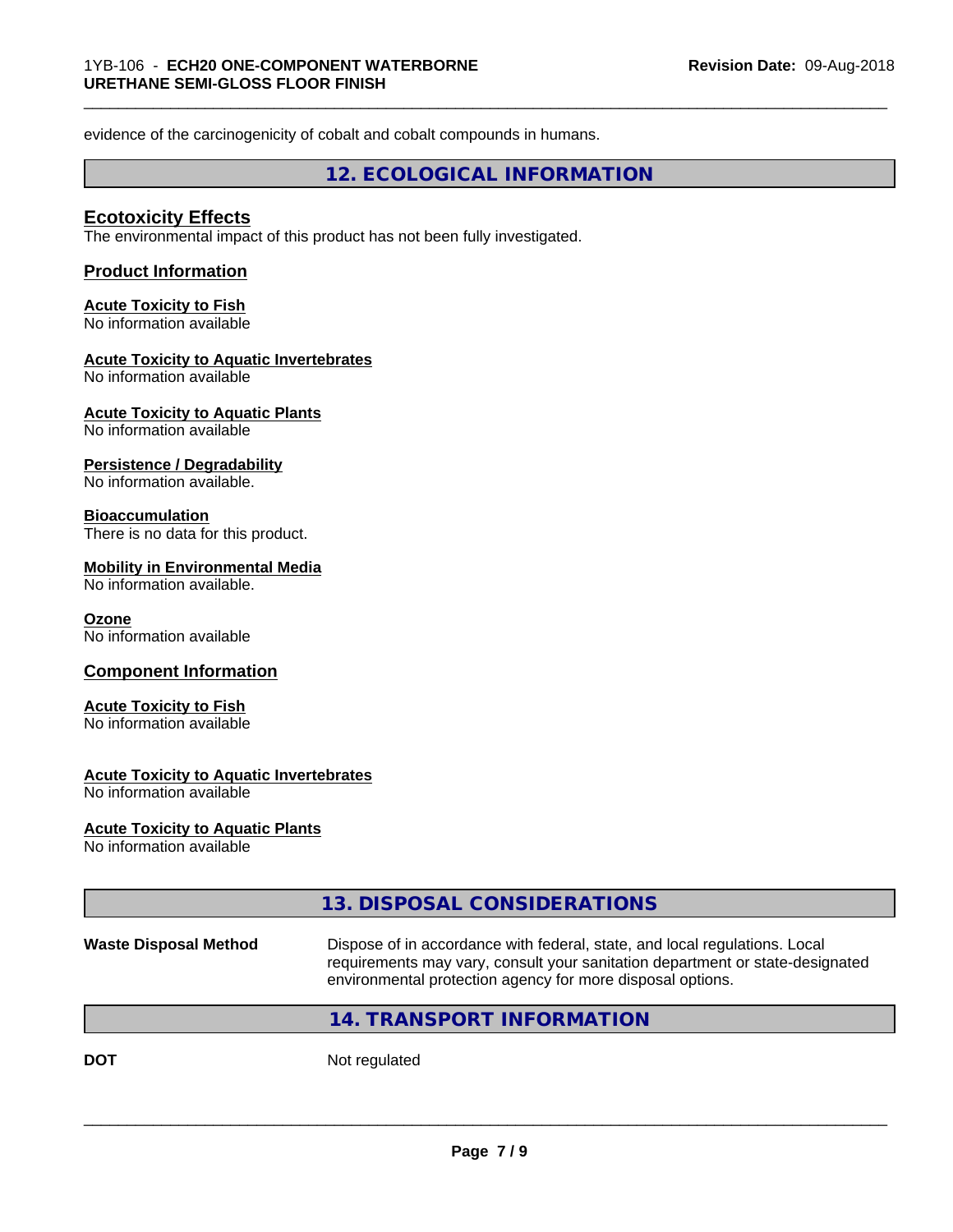evidence of the carcinogenicity of cobalt and cobalt compounds in humans.

## 12. ECOLOGICAL INFORMATION

### Ecotoxicity Effects

The environmental impact of this product has not been fully investigated.

### Product Information

**Acute Toxicity to Fish**
No information available

**Acute Toxicity to Aquatic Invertebrates**
No information available

**Acute Toxicity to Aquatic Plants**
No information available

**Persistence / Degradability**
No information available.

**Bioaccumulation**
There is no data for this product.

**Mobility in Environmental Media**
No information available.

**Ozone**
No information available

### Component Information

**Acute Toxicity to Fish**
No information available

**Acute Toxicity to Aquatic Invertebrates**
No information available

**Acute Toxicity to Aquatic Plants**
No information available

## 13. DISPOSAL CONSIDERATIONS

**Waste Disposal Method** Dispose of in accordance with federal, state, and local regulations. Local requirements may vary, consult your sanitation department or state-designated environmental protection agency for more disposal options.

## 14. TRANSPORT INFORMATION

**DOT** Not regulated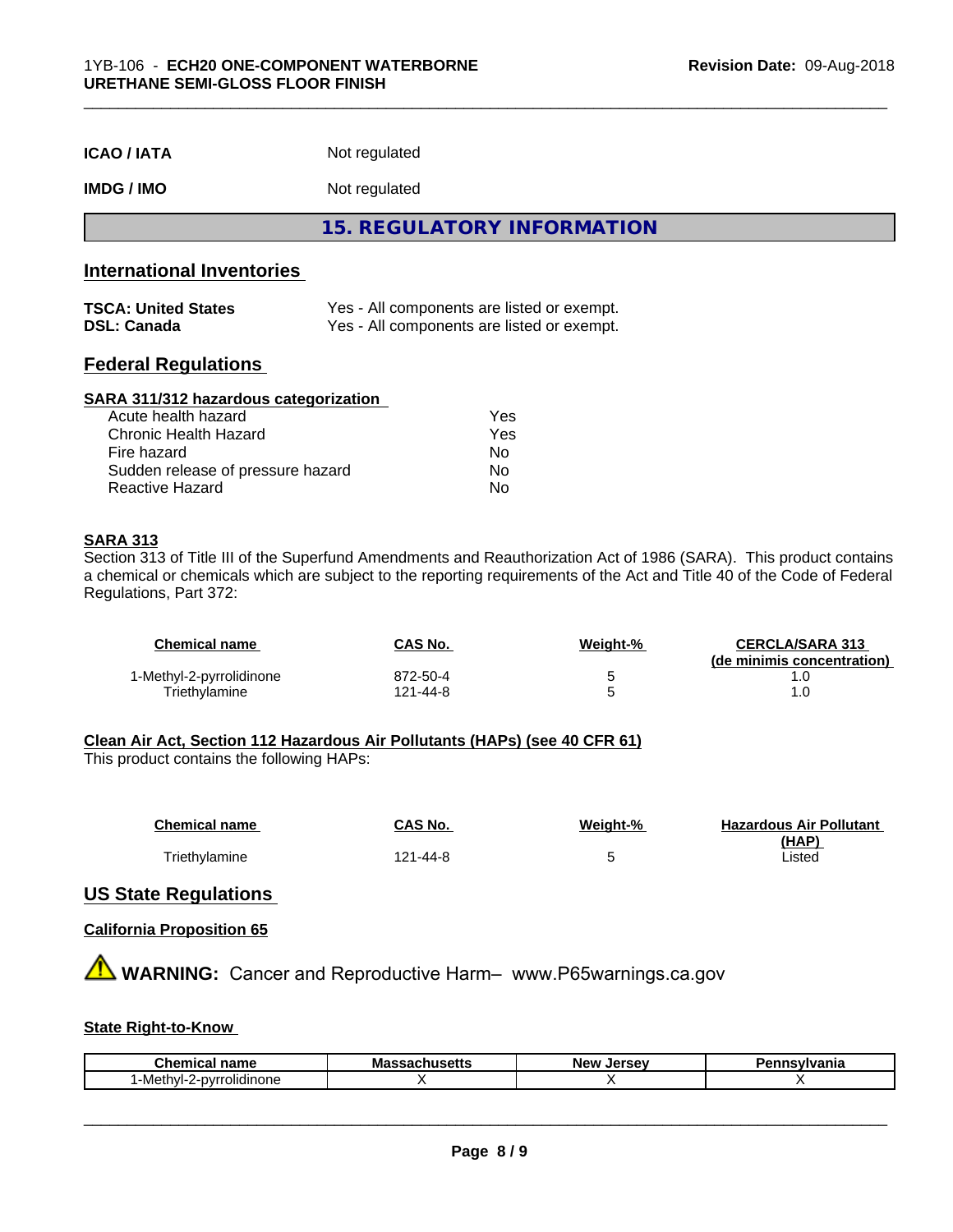| | |
|---|---|
| **ICAO / IATA** | Not regulated |
| **IMDG / IMO** | Not regulated |

# 15. REGULATORY INFORMATION

## International Inventories

| | |
|---|---|
| **TSCA: United States** | Yes - All components are listed or exempt. |
| **DSL: Canada** | Yes - All components are listed or exempt. |

## Federal Regulations

**SARA 311/312 hazardous categorization**

| | |
|---|---|
| Acute health hazard | Yes |
| Chronic Health Hazard | Yes |
| Fire hazard | No |
| Sudden release of pressure hazard | No |
| Reactive Hazard | No |

**SARA 313**

Section 313 of Title III of the Superfund Amendments and Reauthorization Act of 1986 (SARA). This product contains a chemical or chemicals which are subject to the reporting requirements of the Act and Title 40 of the Code of Federal Regulations, Part 372:

| Chemical name | CAS No. | Weight-% | CERCLA/SARA 313 (de minimis concentration) |
|---|---|---|---|
| 1-Methyl-2-pyrrolidinone | 872-50-4 | 5 | 1.0 |
| Triethylamine | 121-44-8 | 5 | 1.0 |

**Clean Air Act, Section 112 Hazardous Air Pollutants (HAPs) (see 40 CFR 61)**

This product contains the following HAPs:

| Chemical name | CAS No. | Weight-% | Hazardous Air Pollutant (HAP) |
|---|---|---|---|
| Triethylamine | 121-44-8 | 5 | Listed |

## US State Regulations

**California Proposition 65**

**WARNING:** Cancer and Reproductive Harm– www.P65warnings.ca.gov

**State Right-to-Know**

| Chemical name | Massachusetts | New Jersey | Pennsylvania |
|---|---|---|---|
| 1-Methyl-2-pyrrolidinone | X | X | X |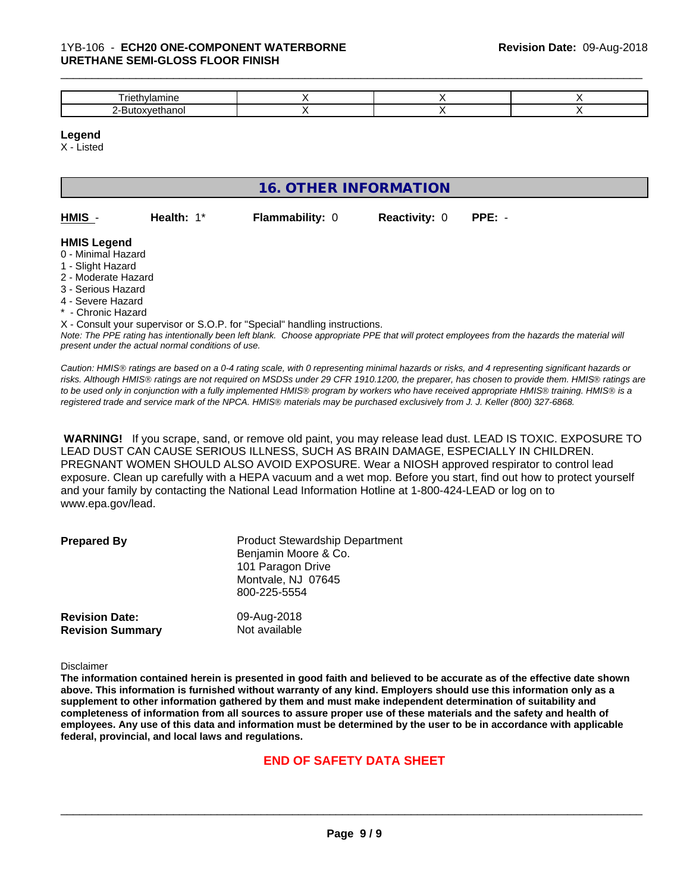| | | | |
|---|---|---|---|
| Triethylamine | X | X | X |
| 2-Butoxyethanol | X | X | X |

**Legend**
X - Listed

## 16. OTHER INFORMATION

**HMIS** - **Health:** 1* **Flammability:** 0 **Reactivity:** 0 **PPE:** -

**HMIS Legend**
0 - Minimal Hazard
1 - Slight Hazard
2 - Moderate Hazard
3 - Serious Hazard
4 - Severe Hazard
* - Chronic Hazard
X - Consult your supervisor or S.O.P. for "Special" handling instructions.
*Note: The PPE rating has intentionally been left blank. Choose appropriate PPE that will protect employees from the hazards the material will present under the actual normal conditions of use.*

*Caution: HMIS® ratings are based on a 0-4 rating scale, with 0 representing minimal hazards or risks, and 4 representing significant hazards or risks. Although HMIS® ratings are not required on MSDSs under 29 CFR 1910.1200, the preparer, has chosen to provide them. HMIS® ratings are to be used only in conjunction with a fully implemented HMIS® program by workers who have received appropriate HMIS® training. HMIS® is a registered trade and service mark of the NPCA. HMIS® materials may be purchased exclusively from J. J. Keller (800) 327-6868.*

**WARNING!** If you scrape, sand, or remove old paint, you may release lead dust. LEAD IS TOXIC. EXPOSURE TO LEAD DUST CAN CAUSE SERIOUS ILLNESS, SUCH AS BRAIN DAMAGE, ESPECIALLY IN CHILDREN. PREGNANT WOMEN SHOULD ALSO AVOID EXPOSURE. Wear a NIOSH approved respirator to control lead exposure. Clean up carefully with a HEPA vacuum and a wet mop. Before you start, find out how to protect yourself and your family by contacting the National Lead Information Hotline at 1-800-424-LEAD or log on to www.epa.gov/lead.

**Prepared By**
Product Stewardship Department
Benjamin Moore & Co.
101 Paragon Drive
Montvale, NJ 07645
800-225-5554

**Revision Date:** 09-Aug-2018
**Revision Summary** Not available

Disclaimer
**The information contained herein is presented in good faith and believed to be accurate as of the effective date shown above. This information is furnished without warranty of any kind. Employers should use this information only as a supplement to other information gathered by them and must make independent determination of suitability and completeness of information from all sources to assure proper use of these materials and the safety and health of employees. Any use of this data and information must be determined by the user to be in accordance with applicable federal, provincial, and local laws and regulations.**

**END OF SAFETY DATA SHEET**